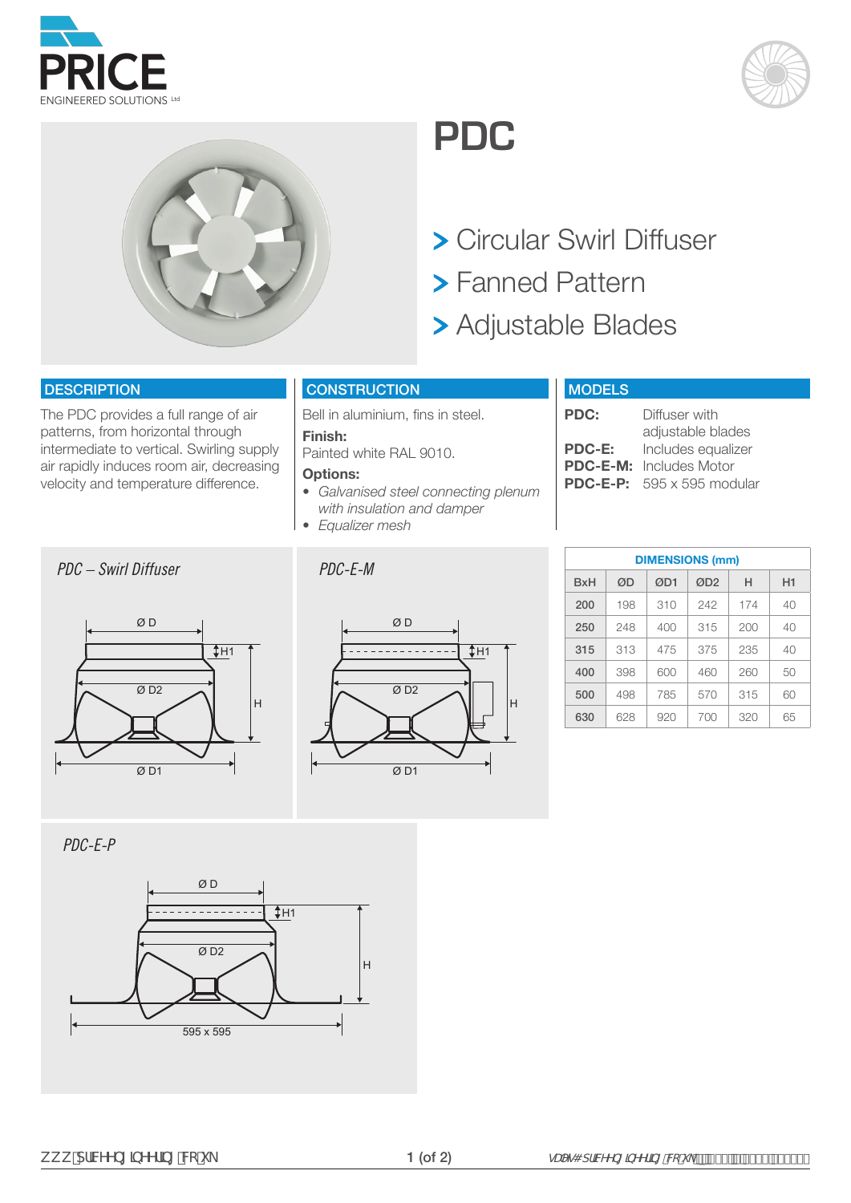# PDC

> Circular Swirl Diffuser
> Fanned Pattern
> Adjustable Blades

## DESCRIPTION

The PDC provides a full range of air patterns, from horizontal through intermediate to vertical. Swirling supply air rapidly induces room air, decreasing velocity and temperature difference.

## CONSTRUCTION

Bell in aluminium, fins in steel.

**Finish:**
Painted white RAL 9010.

**Options:**

- *Galvanised steel connecting plenum with insulation and damper*
- *Equalizer mesh*

## MODELS

**PDC:** Diffuser with adjustable blades
**PDC-E:** Includes equalizer
**PDC-E-M:** Includes Motor
**PDC-E-P:** 595 x 595 modular

*PDC – Swirl Diffuser*

*PDC-E-M*

*PDC-E-P*

**DIMENSIONS (mm)**

| BxH | ØD | ØD1 | ØD2 | H | H1 |
|---|---|---|---|---|---|
| **200** | 198 | 310 | 242 | 174 | 40 |
| **250** | 248 | 400 | 315 | 200 | 40 |
| **315** | 313 | 475 | 375 | 235 | 40 |
| **400** | 398 | 600 | 460 | 260 | 50 |
| **500** | 498 | 785 | 570 | 315 | 60 |
| **630** | 628 | 920 | 700 | 320 | 65 |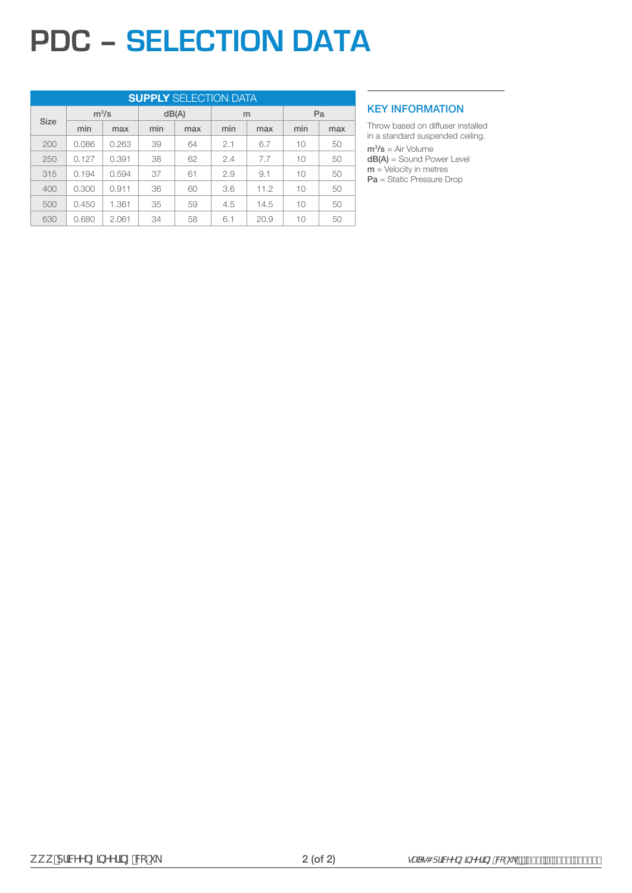# PDC – SELECTION DATA

| SUPPLY SELECTION DATA | | | | | | | | |
|---|---|---|---|---|---|---|---|---|
| Size | $m^3/s$ | | dB(A) | | m | | Pa | |
| | min | max | min | max | min | max | min | max |
| 200 | 0.086 | 0.263 | 39 | 64 | 2.1 | 6.7 | 10 | 50 |
| 250 | 0.127 | 0.391 | 38 | 62 | 2.4 | 7.7 | 10 | 50 |
| 315 | 0.194 | 0.594 | 37 | 61 | 2.9 | 9.1 | 10 | 50 |
| 400 | 0.300 | 0.911 | 36 | 60 | 3.6 | 11.2 | 10 | 50 |
| 500 | 0.450 | 1.361 | 35 | 59 | 4.5 | 14.5 | 10 | 50 |
| 630 | 0.680 | 2.061 | 34 | 58 | 6.1 | 20.9 | 10 | 50 |

## KEY INFORMATION

Throw based on diffuser installed in a standard suspended ceiling.

**$m^3/s$** = Air Volume
**dB(A)** = Sound Power Level
**m** = Velocity in metres
**Pa** = Static Pressure Drop